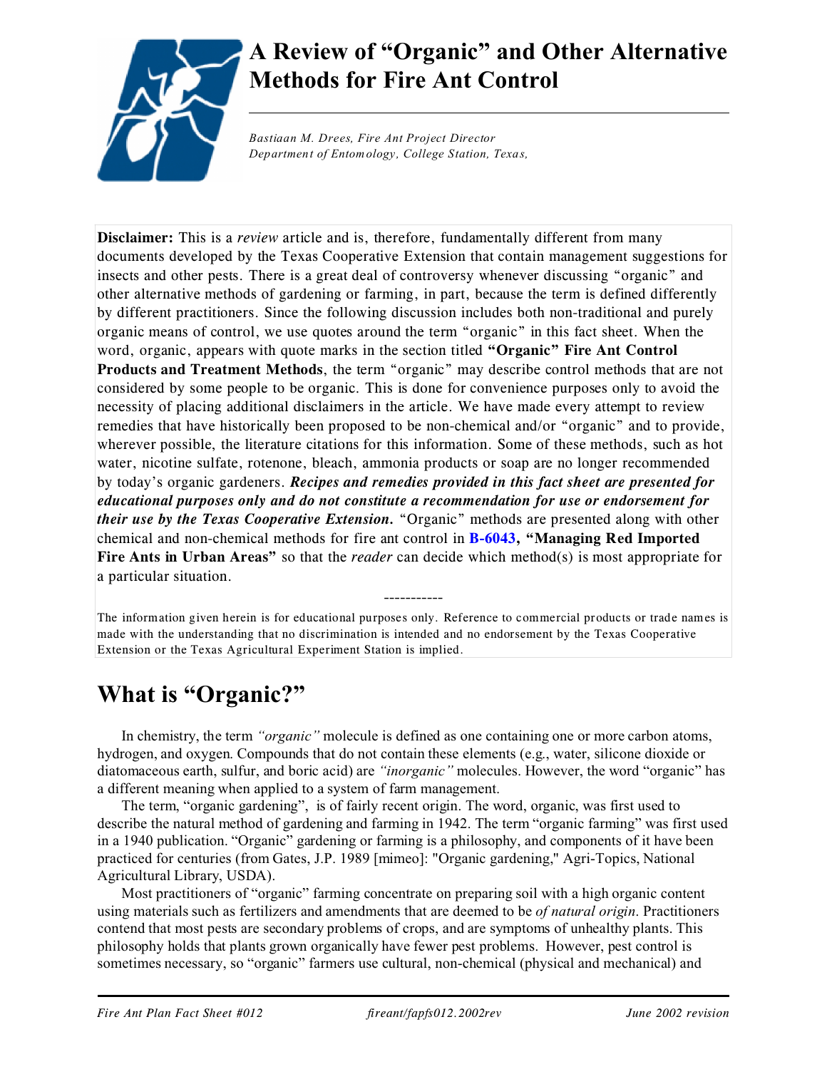# A Review of "Organic" and Other Alternative Methods for Fire Ant Control

*Bastiaan M. Drees, Fire Ant Project Director*
*Department of Entomology, College Station, Texas,*

**Disclaimer:** This is a *review* article and is, therefore, fundamentally different from many documents developed by the Texas Cooperative Extension that contain management suggestions for insects and other pests. There is a great deal of controversy whenever discussing "organic" and other alternative methods of gardening or farming, in part, because the term is defined differently by different practitioners. Since the following discussion includes both non-traditional and purely organic means of control, we use quotes around the term "organic" in this fact sheet. When the word, organic, appears with quote marks in the section titled **"Organic" Fire Ant Control Products and Treatment Methods**, the term "organic" may describe control methods that are not considered by some people to be organic. This is done for convenience purposes only to avoid the necessity of placing additional disclaimers in the article. We have made every attempt to review remedies that have historically been proposed to be non-chemical and/or "organic" and to provide, wherever possible, the literature citations for this information. Some of these methods, such as hot water, nicotine sulfate, rotenone, bleach, ammonia products or soap are no longer recommended by today's organic gardeners. ***Recipes and remedies provided in this fact sheet are presented for educational purposes only and do not constitute a recommendation for use or endorsement for their use by the Texas Cooperative Extension.*** "Organic" methods are presented along with other chemical and non-chemical methods for fire ant control in **B-6043, "Managing Red Imported Fire Ants in Urban Areas"** so that the *reader* can decide which method(s) is most appropriate for a particular situation.

-----------

The information given herein is for educational purposes only. Reference to commercial products or trade names is made with the understanding that no discrimination is intended and no endorsement by the Texas Cooperative Extension or the Texas Agricultural Experiment Station is implied.

## What is "Organic?"

In chemistry, the term *"organic"* molecule is defined as one containing one or more carbon atoms, hydrogen, and oxygen. Compounds that do not contain these elements (e.g., water, silicone dioxide or diatomaceous earth, sulfur, and boric acid) are *"inorganic"* molecules. However, the word "organic" has a different meaning when applied to a system of farm management.

The term, "organic gardening", is of fairly recent origin. The word, organic, was first used to describe the natural method of gardening and farming in 1942. The term "organic farming" was first used in a 1940 publication. "Organic" gardening or farming is a philosophy, and components of it have been practiced for centuries (from Gates, J.P. 1989 [mimeo]: "Organic gardening," Agri-Topics, National Agricultural Library, USDA).

Most practitioners of "organic" farming concentrate on preparing soil with a high organic content using materials such as fertilizers and amendments that are deemed to be *of natural origin*. Practitioners contend that most pests are secondary problems of crops, and are symptoms of unhealthy plants. This philosophy holds that plants grown organically have fewer pest problems. However, pest control is sometimes necessary, so "organic" farmers use cultural, non-chemical (physical and mechanical) and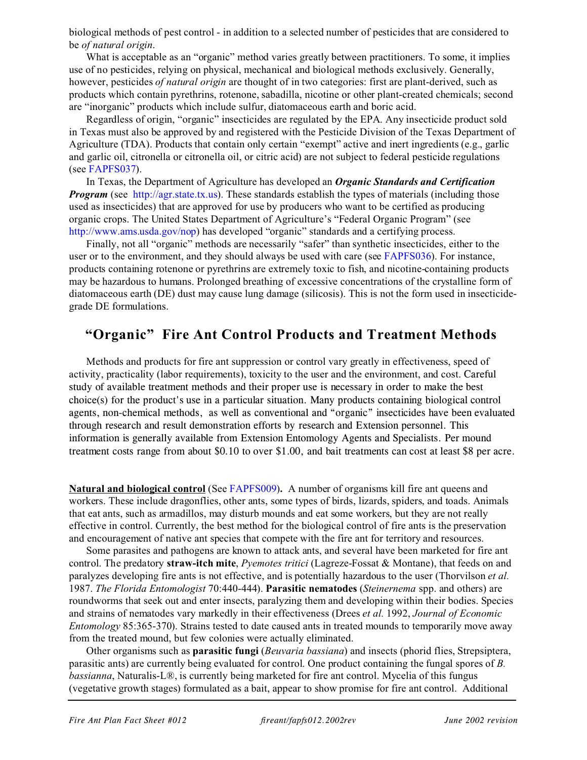biological methods of pest control - in addition to a selected number of pesticides that are considered to be *of natural origin*.

What is acceptable as an "organic" method varies greatly between practitioners. To some, it implies use of no pesticides, relying on physical, mechanical and biological methods exclusively. Generally, however, pesticides *of natural origin* are thought of in two categories: first are plant-derived, such as products which contain pyrethrins, rotenone, sabadilla, nicotine or other plant-created chemicals; second are "inorganic" products which include sulfur, diatomaceous earth and boric acid.

Regardless of origin, "organic" insecticides are regulated by the EPA. Any insecticide product sold in Texas must also be approved by and registered with the Pesticide Division of the Texas Department of Agriculture (TDA). Products that contain only certain "exempt" active and inert ingredients (e.g., garlic and garlic oil, citronella or citronella oil, or citric acid) are not subject to federal pesticide regulations (see FAPFS037).

In Texas, the Department of Agriculture has developed an ***Organic Standards and Certification Program*** (see http://agr.state.tx.us). These standards establish the types of materials (including those used as insecticides) that are approved for use by producers who want to be certified as producing organic crops. The United States Department of Agriculture's "Federal Organic Program" (see http://www.ams.usda.gov/nop) has developed "organic" standards and a certifying process.

Finally, not all "organic" methods are necessarily "safer" than synthetic insecticides, either to the user or to the environment, and they should always be used with care (see FAPFS036). For instance, products containing rotenone or pyrethrins are extremely toxic to fish, and nicotine-containing products may be hazardous to humans. Prolonged breathing of excessive concentrations of the crystalline form of diatomaceous earth (DE) dust may cause lung damage (silicosis). This is not the form used in insecticide-grade DE formulations.

## "Organic" Fire Ant Control Products and Treatment Methods

Methods and products for fire ant suppression or control vary greatly in effectiveness, speed of activity, practicality (labor requirements), toxicity to the user and the environment, and cost. Careful study of available treatment methods and their proper use is necessary in order to make the best choice(s) for the product's use in a particular situation. Many products containing biological control agents, non-chemical methods, as well as conventional and "organic" insecticides have been evaluated through research and result demonstration efforts by research and Extension personnel. This information is generally available from Extension Entomology Agents and Specialists. Per mound treatment costs range from about $0.10 to over $1.00, and bait treatments can cost at least $8 per acre.

**Natural and biological control** (See FAPFS009)**.** A number of organisms kill fire ant queens and workers. These include dragonflies, other ants, some types of birds, lizards, spiders, and toads. Animals that eat ants, such as armadillos, may disturb mounds and eat some workers, but they are not really effective in control. Currently, the best method for the biological control of fire ants is the preservation and encouragement of native ant species that compete with the fire ant for territory and resources.

Some parasites and pathogens are known to attack ants, and several have been marketed for fire ant control. The predatory **straw-itch mite**, *Pyemotes tritici* (Lagreze-Fossat & Montane), that feeds on and paralyzes developing fire ants is not effective, and is potentially hazardous to the user (Thorvilson *et al.* 1987. *The Florida Entomologist* 70:440-444). **Parasitic nematodes** (*Steinernema* spp. and others) are roundworms that seek out and enter insects, paralyzing them and developing within their bodies. Species and strains of nematodes vary markedly in their effectiveness (Drees *et al.* 1992, *Journal of Economic Entomology* 85:365-370). Strains tested to date caused ants in treated mounds to temporarily move away from the treated mound, but few colonies were actually eliminated.

Other organisms such as **parasitic fungi** (*Beuvaria bassiana*) and insects (phorid flies, Strepsiptera, parasitic ants) are currently being evaluated for control. One product containing the fungal spores of *B. bassianna*, Naturalis-L®, is currently being marketed for fire ant control. Mycelia of this fungus (vegetative growth stages) formulated as a bait, appear to show promise for fire ant control. Additional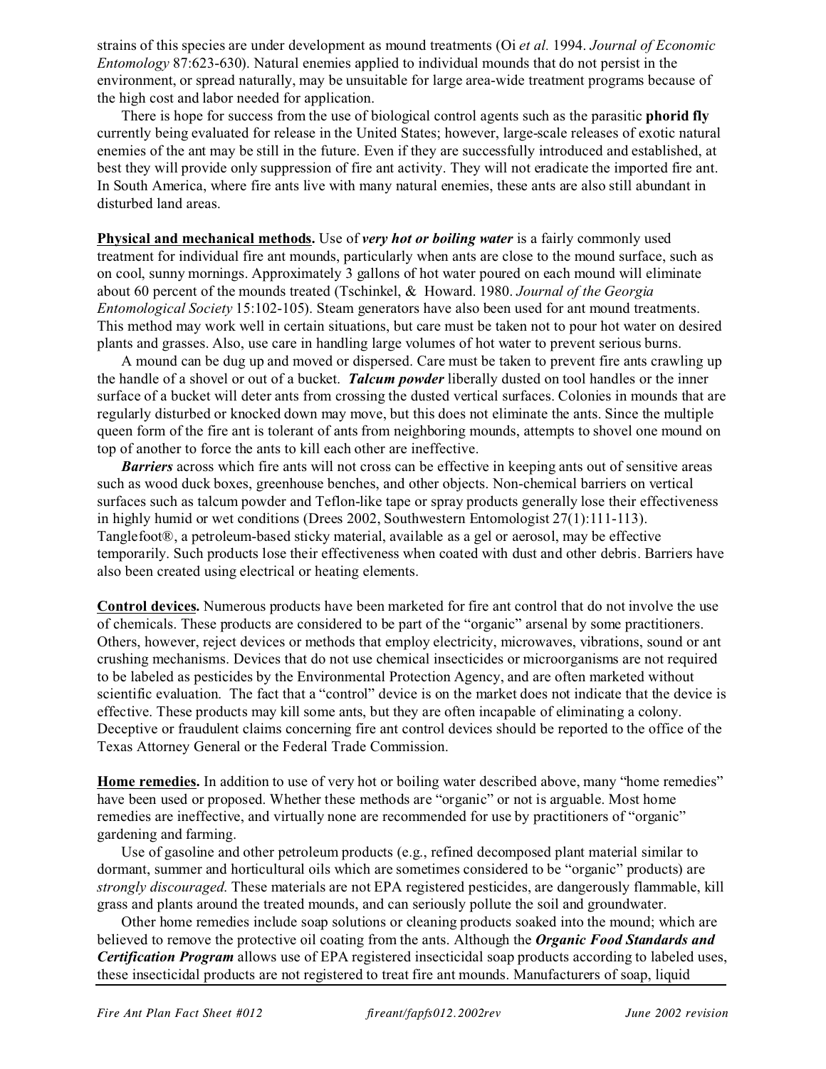strains of this species are under development as mound treatments (Oi *et al.* 1994. *Journal of Economic Entomology* 87:623-630). Natural enemies applied to individual mounds that do not persist in the environment, or spread naturally, may be unsuitable for large area-wide treatment programs because of the high cost and labor needed for application.

There is hope for success from the use of biological control agents such as the parasitic **phorid fly** currently being evaluated for release in the United States; however, large-scale releases of exotic natural enemies of the ant may be still in the future. Even if they are successfully introduced and established, at best they will provide only suppression of fire ant activity. They will not eradicate the imported fire ant. In South America, where fire ants live with many natural enemies, these ants are also still abundant in disturbed land areas.

**Physical and mechanical methods.** Use of ***very hot or boiling water*** is a fairly commonly used treatment for individual fire ant mounds, particularly when ants are close to the mound surface, such as on cool, sunny mornings. Approximately 3 gallons of hot water poured on each mound will eliminate about 60 percent of the mounds treated (Tschinkel, & Howard. 1980. *Journal of the Georgia Entomological Society* 15:102-105). Steam generators have also been used for ant mound treatments. This method may work well in certain situations, but care must be taken not to pour hot water on desired plants and grasses. Also, use care in handling large volumes of hot water to prevent serious burns.

A mound can be dug up and moved or dispersed. Care must be taken to prevent fire ants crawling up the handle of a shovel or out of a bucket. ***Talcum powder*** liberally dusted on tool handles or the inner surface of a bucket will deter ants from crossing the dusted vertical surfaces. Colonies in mounds that are regularly disturbed or knocked down may move, but this does not eliminate the ants. Since the multiple queen form of the fire ant is tolerant of ants from neighboring mounds, attempts to shovel one mound on top of another to force the ants to kill each other are ineffective.

***Barriers*** across which fire ants will not cross can be effective in keeping ants out of sensitive areas such as wood duck boxes, greenhouse benches, and other objects. Non-chemical barriers on vertical surfaces such as talcum powder and Teflon-like tape or spray products generally lose their effectiveness in highly humid or wet conditions (Drees 2002, Southwestern Entomologist 27(1):111-113). Tanglefoot®, a petroleum-based sticky material, available as a gel or aerosol, may be effective temporarily. Such products lose their effectiveness when coated with dust and other debris. Barriers have also been created using electrical or heating elements.

**Control devices.** Numerous products have been marketed for fire ant control that do not involve the use of chemicals. These products are considered to be part of the "organic" arsenal by some practitioners. Others, however, reject devices or methods that employ electricity, microwaves, vibrations, sound or ant crushing mechanisms. Devices that do not use chemical insecticides or microorganisms are not required to be labeled as pesticides by the Environmental Protection Agency, and are often marketed without scientific evaluation. The fact that a "control" device is on the market does not indicate that the device is effective. These products may kill some ants, but they are often incapable of eliminating a colony. Deceptive or fraudulent claims concerning fire ant control devices should be reported to the office of the Texas Attorney General or the Federal Trade Commission.

**Home remedies.** In addition to use of very hot or boiling water described above, many "home remedies" have been used or proposed. Whether these methods are "organic" or not is arguable. Most home remedies are ineffective, and virtually none are recommended for use by practitioners of "organic" gardening and farming.

Use of gasoline and other petroleum products (e.g., refined decomposed plant material similar to dormant, summer and horticultural oils which are sometimes considered to be "organic" products) are *strongly discouraged*. These materials are not EPA registered pesticides, are dangerously flammable, kill grass and plants around the treated mounds, and can seriously pollute the soil and groundwater.

Other home remedies include soap solutions or cleaning products soaked into the mound; which are believed to remove the protective oil coating from the ants. Although the ***Organic Food Standards and Certification Program*** allows use of EPA registered insecticidal soap products according to labeled uses, these insecticidal products are not registered to treat fire ant mounds. Manufacturers of soap, liquid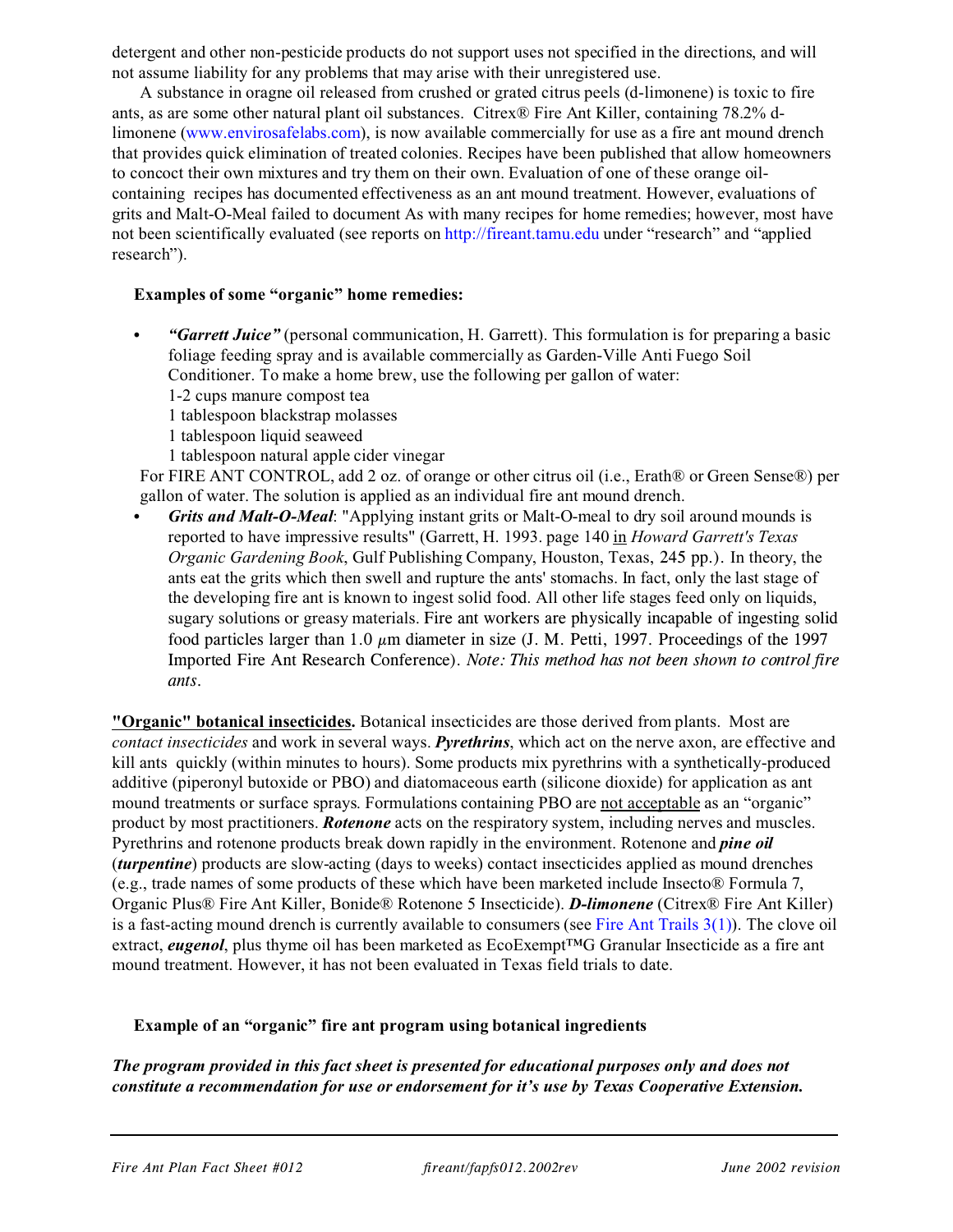detergent and other non-pesticide products do not support uses not specified in the directions, and will not assume liability for any problems that may arise with their unregistered use.

A substance in oragne oil released from crushed or grated citrus peels (d-limonene) is toxic to fire ants, as are some other natural plant oil substances. Citrex® Fire Ant Killer, containing 78.2% d-limonene (www.envirosafelabs.com), is now available commercially for use as a fire ant mound drench that provides quick elimination of treated colonies. Recipes have been published that allow homeowners to concoct their own mixtures and try them on their own. Evaluation of one of these orange oil-containing recipes has documented effectiveness as an ant mound treatment. However, evaluations of grits and Malt-O-Meal failed to document As with many recipes for home remedies; however, most have not been scientifically evaluated (see reports on http://fireant.tamu.edu under "research" and "applied research").

**Examples of some "organic" home remedies:**

- ***"Garrett Juice"*** (personal communication, H. Garrett). This formulation is for preparing a basic foliage feeding spray and is available commercially as Garden-Ville Anti Fuego Soil Conditioner. To make a home brew, use the following per gallon of water:
  1-2 cups manure compost tea
  1 tablespoon blackstrap molasses
  1 tablespoon liquid seaweed
  1 tablespoon natural apple cider vinegar

  For FIRE ANT CONTROL, add 2 oz. of orange or other citrus oil (i.e., Erath® or Green Sense®) per gallon of water. The solution is applied as an individual fire ant mound drench.
- ***Grits and Malt-O-Meal***: "Applying instant grits or Malt-O-meal to dry soil around mounds is reported to have impressive results" (Garrett, H. 1993. page 140 in *Howard Garrett's Texas Organic Gardening Book*, Gulf Publishing Company, Houston, Texas, 245 pp.). In theory, the ants eat the grits which then swell and rupture the ants' stomachs. In fact, only the last stage of the developing fire ant is known to ingest solid food. All other life stages feed only on liquids, sugary solutions or greasy materials. Fire ant workers are physically incapable of ingesting solid food particles larger than 1.0 $\mu$m diameter in size (J. M. Petti, 1997. Proceedings of the 1997 Imported Fire Ant Research Conference). *Note: This method has not been shown to control fire ants*.

**"Organic" botanical insecticides.** Botanical insecticides are those derived from plants. Most are *contact insecticides* and work in several ways. ***Pyrethrins***, which act on the nerve axon, are effective and kill ants quickly (within minutes to hours). Some products mix pyrethrins with a synthetically-produced additive (piperonyl butoxide or PBO) and diatomaceous earth (silicone dioxide) for application as ant mound treatments or surface sprays. Formulations containing PBO are not acceptable as an "organic" product by most practitioners. ***Rotenone*** acts on the respiratory system, including nerves and muscles. Pyrethrins and rotenone products break down rapidly in the environment. Rotenone and ***pine oil*** (***turpentine***) products are slow-acting (days to weeks) contact insecticides applied as mound drenches (e.g., trade names of some products of these which have been marketed include Insecto® Formula 7, Organic Plus® Fire Ant Killer, Bonide® Rotenone 5 Insecticide). ***D-limonene*** (Citrex® Fire Ant Killer) is a fast-acting mound drench is currently available to consumers (see Fire Ant Trails 3(1)). The clove oil extract, ***eugenol***, plus thyme oil has been marketed as EcoExempt™G Granular Insecticide as a fire ant mound treatment. However, it has not been evaluated in Texas field trials to date.

**Example of an "organic" fire ant program using botanical ingredients**

***The program provided in this fact sheet is presented for educational purposes only and does not constitute a recommendation for use or endorsement for it's use by Texas Cooperative Extension.***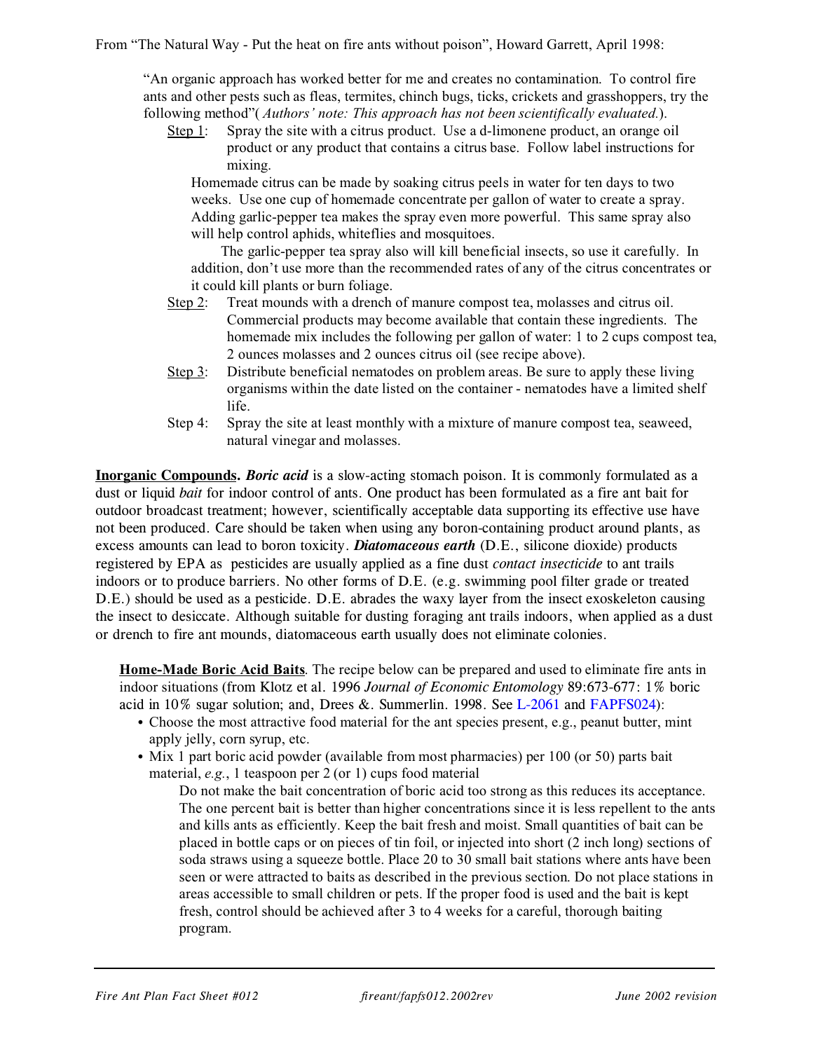From "The Natural Way - Put the heat on fire ants without poison", Howard Garrett, April 1998:

> "An organic approach has worked better for me and creates no contamination. To control fire ants and other pests such as fleas, termites, chinch bugs, ticks, crickets and grasshoppers, try the following method"( *Authors' note: This approach has not been scientifically evaluated.*).
>
> Step 1: Spray the site with a citrus product. Use a d-limonene product, an orange oil product or any product that contains a citrus base. Follow label instructions for mixing.
>
> Homemade citrus can be made by soaking citrus peels in water for ten days to two weeks. Use one cup of homemade concentrate per gallon of water to create a spray. Adding garlic-pepper tea makes the spray even more powerful. This same spray also will help control aphids, whiteflies and mosquitoes.
>
> The garlic-pepper tea spray also will kill beneficial insects, so use it carefully. In addition, don't use more than the recommended rates of any of the citrus concentrates or it could kill plants or burn foliage.
>
> Step 2: Treat mounds with a drench of manure compost tea, molasses and citrus oil. Commercial products may become available that contain these ingredients. The homemade mix includes the following per gallon of water: 1 to 2 cups compost tea, 2 ounces molasses and 2 ounces citrus oil (see recipe above).
>
> Step 3: Distribute beneficial nematodes on problem areas. Be sure to apply these living organisms within the date listed on the container - nematodes have a limited shelf life.
>
> Step 4: Spray the site at least monthly with a mixture of manure compost tea, seaweed, natural vinegar and molasses.

**Inorganic Compounds.** ***Boric acid*** is a slow-acting stomach poison. It is commonly formulated as a dust or liquid *bait* for indoor control of ants. One product has been formulated as a fire ant bait for outdoor broadcast treatment; however, scientifically acceptable data supporting its effective use have not been produced. Care should be taken when using any boron-containing product around plants, as excess amounts can lead to boron toxicity. ***Diatomaceous earth*** (D.E., silicone dioxide) products registered by EPA as pesticides are usually applied as a fine dust *contact insecticide* to ant trails indoors or to produce barriers. No other forms of D.E. (e.g. swimming pool filter grade or treated D.E.) should be used as a pesticide. D.E. abrades the waxy layer from the insect exoskeleton causing the insect to desiccate. Although suitable for dusting foraging ant trails indoors, when applied as a dust or drench to fire ant mounds, diatomaceous earth usually does not eliminate colonies.

**Home-Made Boric Acid Baits**. The recipe below can be prepared and used to eliminate fire ants in indoor situations (from Klotz et al. 1996 *Journal of Economic Entomology* 89:673-677: 1% boric acid in 10% sugar solution; and, Drees &. Summerlin. 1998. See L-2061 and FAPFS024):

- Choose the most attractive food material for the ant species present, e.g., peanut butter, mint apply jelly, corn syrup, etc.
- Mix 1 part boric acid powder (available from most pharmacies) per 100 (or 50) parts bait material, *e.g.*, 1 teaspoon per 2 (or 1) cups food material

  Do not make the bait concentration of boric acid too strong as this reduces its acceptance. The one percent bait is better than higher concentrations since it is less repellent to the ants and kills ants as efficiently. Keep the bait fresh and moist. Small quantities of bait can be placed in bottle caps or on pieces of tin foil, or injected into short (2 inch long) sections of soda straws using a squeeze bottle. Place 20 to 30 small bait stations where ants have been seen or were attracted to baits as described in the previous section. Do not place stations in areas accessible to small children or pets. If the proper food is used and the bait is kept fresh, control should be achieved after 3 to 4 weeks for a careful, thorough baiting program.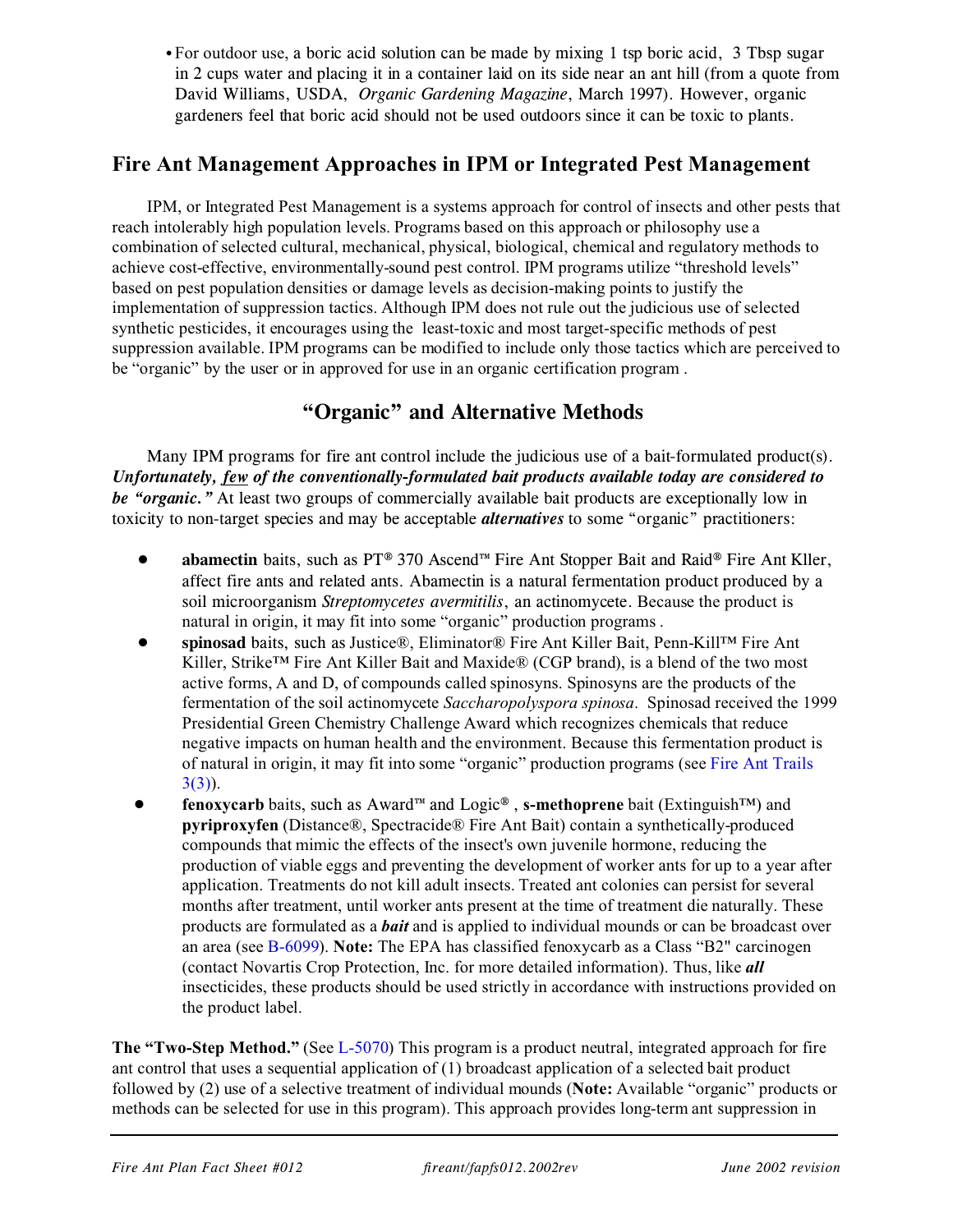- For outdoor use, a boric acid solution can be made by mixing 1 tsp boric acid, 3 Tbsp sugar in 2 cups water and placing it in a container laid on its side near an ant hill (from a quote from David Williams, USDA, *Organic Gardening Magazine*, March 1997). However, organic gardeners feel that boric acid should not be used outdoors since it can be toxic to plants.

## Fire Ant Management Approaches in IPM or Integrated Pest Management

IPM, or Integrated Pest Management is a systems approach for control of insects and other pests that reach intolerably high population levels. Programs based on this approach or philosophy use a combination of selected cultural, mechanical, physical, biological, chemical and regulatory methods to achieve cost-effective, environmentally-sound pest control. IPM programs utilize "threshold levels" based on pest population densities or damage levels as decision-making points to justify the implementation of suppression tactics. Although IPM does not rule out the judicious use of selected synthetic pesticides, it encourages using the least-toxic and most target-specific methods of pest suppression available. IPM programs can be modified to include only those tactics which are perceived to be "organic" by the user or in approved for use in an organic certification program .

## "Organic" and Alternative Methods

Many IPM programs for fire ant control include the judicious use of a bait-formulated product(s). ***Unfortunately, few of the conventionally-formulated bait products available today are considered to be "organic."*** At least two groups of commercially available bait products are exceptionally low in toxicity to non-target species and may be acceptable ***alternatives*** to some "organic" practitioners:

- **abamectin** baits, such as PT® 370 Ascend™ Fire Ant Stopper Bait and Raid® Fire Ant Kller, affect fire ants and related ants. Abamectin is a natural fermentation product produced by a soil microorganism *Streptomycetes avermitilis*, an actinomycete. Because the product is natural in origin, it may fit into some "organic" production programs .
- **spinosad** baits, such as Justice®, Eliminator® Fire Ant Killer Bait, Penn-Kill™ Fire Ant Killer, Strike™ Fire Ant Killer Bait and Maxide® (CGP brand), is a blend of the two most active forms, A and D, of compounds called spinosyns. Spinosyns are the products of the fermentation of the soil actinomycete *Saccharopolyspora spinosa*. Spinosad received the 1999 Presidential Green Chemistry Challenge Award which recognizes chemicals that reduce negative impacts on human health and the environment. Because this fermentation product is of natural in origin, it may fit into some "organic" production programs (see Fire Ant Trails 3(3)).
- **fenoxycarb** baits, such as Award™ and Logic®, **s-methoprene** bait (Extinguish™) and **pyriproxyfen** (Distance®, Spectracide® Fire Ant Bait) contain a synthetically-produced compounds that mimic the effects of the insect's own juvenile hormone, reducing the production of viable eggs and preventing the development of worker ants for up to a year after application. Treatments do not kill adult insects. Treated ant colonies can persist for several months after treatment, until worker ants present at the time of treatment die naturally. These products are formulated as a ***bait*** and is applied to individual mounds or can be broadcast over an area (see B-6099). **Note:** The EPA has classified fenoxycarb as a Class "B2" carcinogen (contact Novartis Crop Protection, Inc. for more detailed information). Thus, like ***all*** insecticides, these products should be used strictly in accordance with instructions provided on the product label.

**The "Two-Step Method."** (See L-5070) This program is a product neutral, integrated approach for fire ant control that uses a sequential application of (1) broadcast application of a selected bait product followed by (2) use of a selective treatment of individual mounds (**Note:** Available "organic" products or methods can be selected for use in this program). This approach provides long-term ant suppression in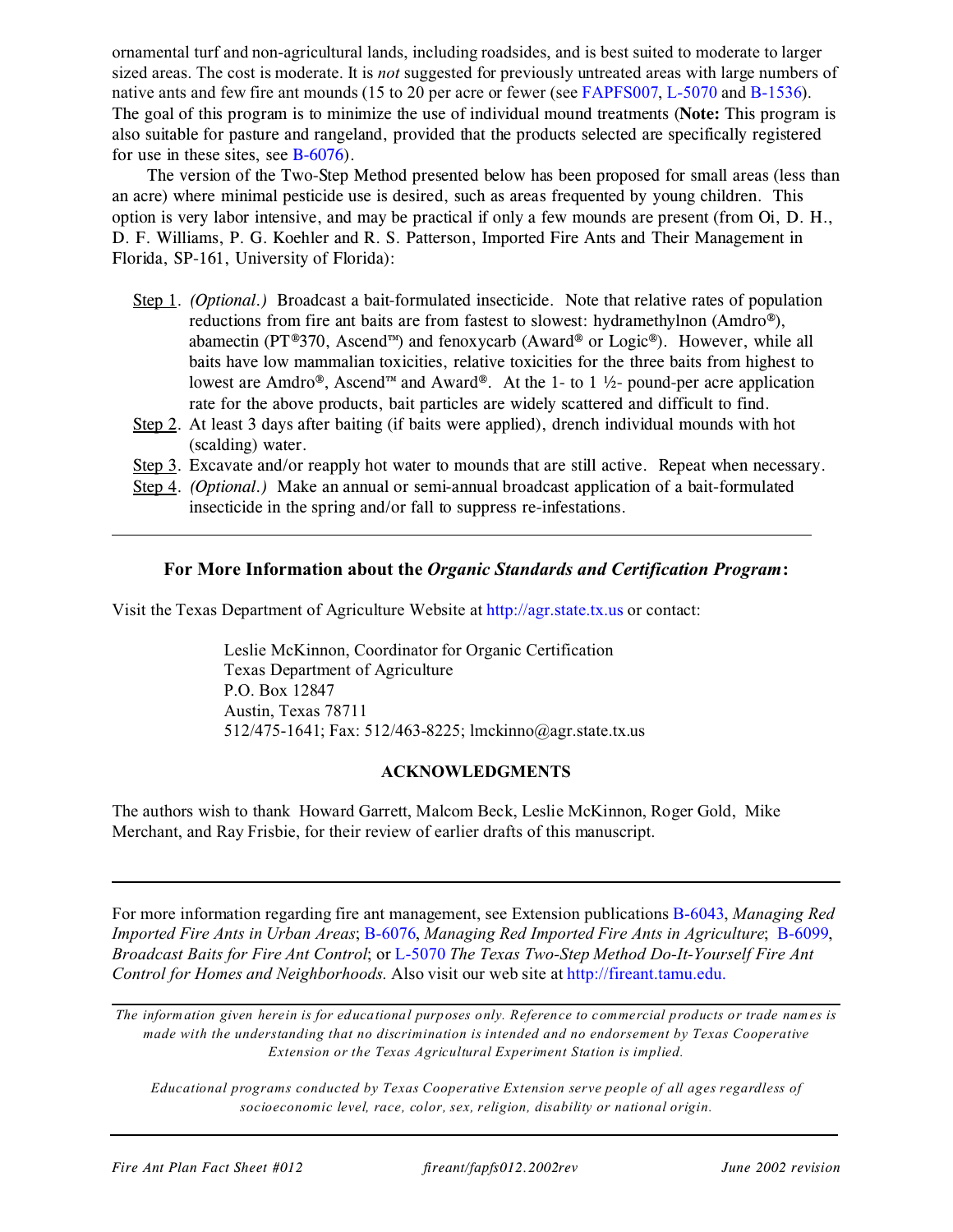ornamental turf and non-agricultural lands, including roadsides, and is best suited to moderate to larger sized areas. The cost is moderate. It is *not* suggested for previously untreated areas with large numbers of native ants and few fire ant mounds (15 to 20 per acre or fewer (see FAPFS007, L-5070 and B-1536). The goal of this program is to minimize the use of individual mound treatments (**Note:** This program is also suitable for pasture and rangeland, provided that the products selected are specifically registered for use in these sites, see B-6076).

The version of the Two-Step Method presented below has been proposed for small areas (less than an acre) where minimal pesticide use is desired, such as areas frequented by young children. This option is very labor intensive, and may be practical if only a few mounds are present (from Oi, D. H., D. F. Williams, P. G. Koehler and R. S. Patterson, Imported Fire Ants and Their Management in Florida, SP-161, University of Florida):

- Step 1. *(Optional.)* Broadcast a bait-formulated insecticide. Note that relative rates of population reductions from fire ant baits are from fastest to slowest: hydramethylnon (Amdro®), abamectin (PT®370, Ascend™) and fenoxycarb (Award® or Logic®). However, while all baits have low mammalian toxicities, relative toxicities for the three baits from highest to lowest are Amdro®, Ascend™ and Award®. At the 1- to 1 ½- pound-per acre application rate for the above products, bait particles are widely scattered and difficult to find.
- Step 2. At least 3 days after baiting (if baits were applied), drench individual mounds with hot (scalding) water.
- Step 3. Excavate and/or reapply hot water to mounds that are still active. Repeat when necessary.
- Step 4. *(Optional.)* Make an annual or semi-annual broadcast application of a bait-formulated insecticide in the spring and/or fall to suppress re-infestations.

---

### For More Information about the *Organic Standards and Certification Program*:

Visit the Texas Department of Agriculture Website at http://agr.state.tx.us or contact:

Leslie McKinnon, Coordinator for Organic Certification
Texas Department of Agriculture
P.O. Box 12847
Austin, Texas 78711
512/475-1641; Fax: 512/463-8225; lmckinno@agr.state.tx.us

### ACKNOWLEDGMENTS

The authors wish to thank Howard Garrett, Malcom Beck, Leslie McKinnon, Roger Gold, Mike Merchant, and Ray Frisbie, for their review of earlier drafts of this manuscript.

---

For more information regarding fire ant management, see Extension publications B-6043, *Managing Red Imported Fire Ants in Urban Areas*; B-6076, *Managing Red Imported Fire Ants in Agriculture*; B-6099, *Broadcast Baits for Fire Ant Control*; or L-5070 *The Texas Two-Step Method Do-It-Yourself Fire Ant Control for Homes and Neighborhoods.* Also visit our web site at http://fireant.tamu.edu.

---

*The information given herein is for educational purposes only. Reference to commercial products or trade names is made with the understanding that no discrimination is intended and no endorsement by Texas Cooperative Extension or the Texas Agricultural Experiment Station is implied.*

*Educational programs conducted by Texas Cooperative Extension serve people of all ages regardless of socioeconomic level, race, color, sex, religion, disability or national origin.*

---

*Fire Ant Plan Fact Sheet #012* *fireant/fapfs012.2002rev* *June 2002 revision*